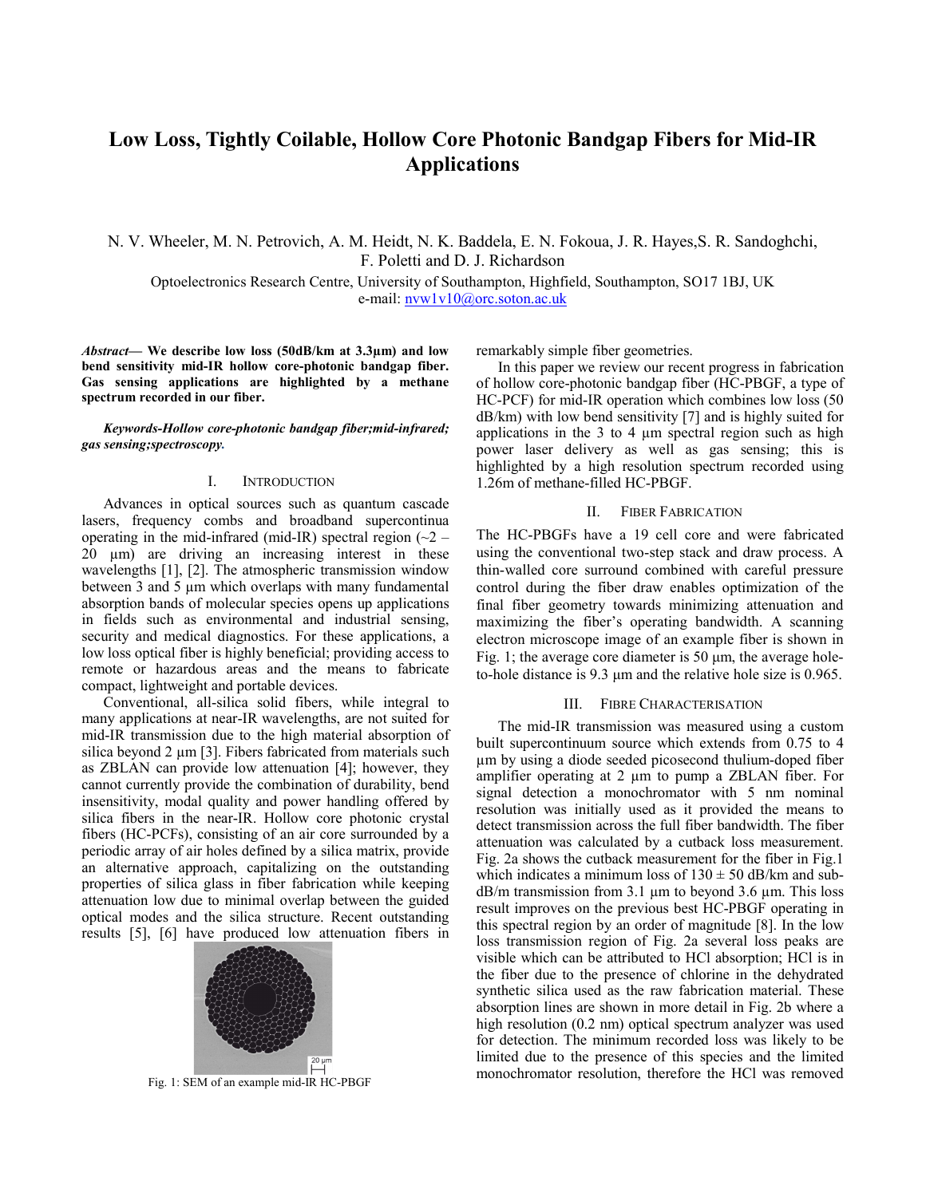# Low Loss, Tightly Coilable, Hollow Core Photonic Bandgap Fibers for Mid-IR Applications

N. V. Wheeler, M. N. Petrovich, A. M. Heidt, N. K. Baddela, E. N. Fokoua, J. R. Hayes, S. R. Sandoghchi, F. Poletti and D. J. Richardson

Optoelectronics Research Centre, University of Southampton, Highfield, Southampton, SO17 1BJ, UK
e-mail: nvw1v10@orc.soton.ac.uk

***Abstract*— We describe low loss (50dB/km at 3.3µm) and low bend sensitivity mid-IR hollow core-photonic bandgap fiber. Gas sensing applications are highlighted by a methane spectrum recorded in our fiber.**

***Keywords-Hollow core-photonic bandgap fiber;mid-infrared; gas sensing;spectroscopy.***

## I. Introduction

Advances in optical sources such as quantum cascade lasers, frequency combs and broadband supercontinua operating in the mid-infrared (mid-IR) spectral region (~2 – 20 µm) are driving an increasing interest in these wavelengths [1], [2]. The atmospheric transmission window between 3 and 5 µm which overlaps with many fundamental absorption bands of molecular species opens up applications in fields such as environmental and industrial sensing, security and medical diagnostics. For these applications, a low loss optical fiber is highly beneficial; providing access to remote or hazardous areas and the means to fabricate compact, lightweight and portable devices.

Conventional, all-silica solid fibers, while integral to many applications at near-IR wavelengths, are not suited for mid-IR transmission due to the high material absorption of silica beyond 2 µm [3]. Fibers fabricated from materials such as ZBLAN can provide low attenuation [4]; however, they cannot currently provide the combination of durability, bend insensitivity, modal quality and power handling offered by silica fibers in the near-IR. Hollow core photonic crystal fibers (HC-PCFs), consisting of an air core surrounded by a periodic array of air holes defined by a silica matrix, provide an alternative approach, capitalizing on the outstanding properties of silica glass in fiber fabrication while keeping attenuation low due to minimal overlap between the guided optical modes and the silica structure. Recent outstanding results [5], [6] have produced low attenuation fibers in remarkably simple fiber geometries.

Fig. 1: SEM of an example mid-IR HC-PBGF

In this paper we review our recent progress in fabrication of hollow core-photonic bandgap fiber (HC-PBGF, a type of HC-PCF) for mid-IR operation which combines low loss (50 dB/km) with low bend sensitivity [7] and is highly suited for applications in the 3 to 4 µm spectral region such as high power laser delivery as well as gas sensing; this is highlighted by a high resolution spectrum recorded using 1.26m of methane-filled HC-PBGF.

## II. Fiber Fabrication

The HC-PBGFs have a 19 cell core and were fabricated using the conventional two-step stack and draw process. A thin-walled core surround combined with careful pressure control during the fiber draw enables optimization of the final fiber geometry towards minimizing attenuation and maximizing the fiber's operating bandwidth. A scanning electron microscope image of an example fiber is shown in Fig. 1; the average core diameter is 50 µm, the average hole-to-hole distance is 9.3 µm and the relative hole size is 0.965.

## III. Fibre Characterisation

The mid-IR transmission was measured using a custom built supercontinuum source which extends from 0.75 to 4 µm by using a diode seeded picosecond thulium-doped fiber amplifier operating at 2 µm to pump a ZBLAN fiber. For signal detection a monochromator with 5 nm nominal resolution was initially used as it provided the means to detect transmission across the full fiber bandwidth. The fiber attenuation was calculated by a cutback loss measurement. Fig. 2a shows the cutback measurement for the fiber in Fig.1 which indicates a minimum loss of 130 ± 50 dB/km and sub-dB/m transmission from 3.1 µm to beyond 3.6 µm. This loss result improves on the previous best HC-PBGF operating in this spectral region by an order of magnitude [8]. In the low loss transmission region of Fig. 2a several loss peaks are visible which can be attributed to HCl absorption; HCl is in the fiber due to the presence of chlorine in the dehydrated synthetic silica used as the raw fabrication material. These absorption lines are shown in more detail in Fig. 2b where a high resolution (0.2 nm) optical spectrum analyzer was used for detection. The minimum recorded loss was likely to be limited due to the presence of this species and the limited monochromator resolution, therefore the HCl was removed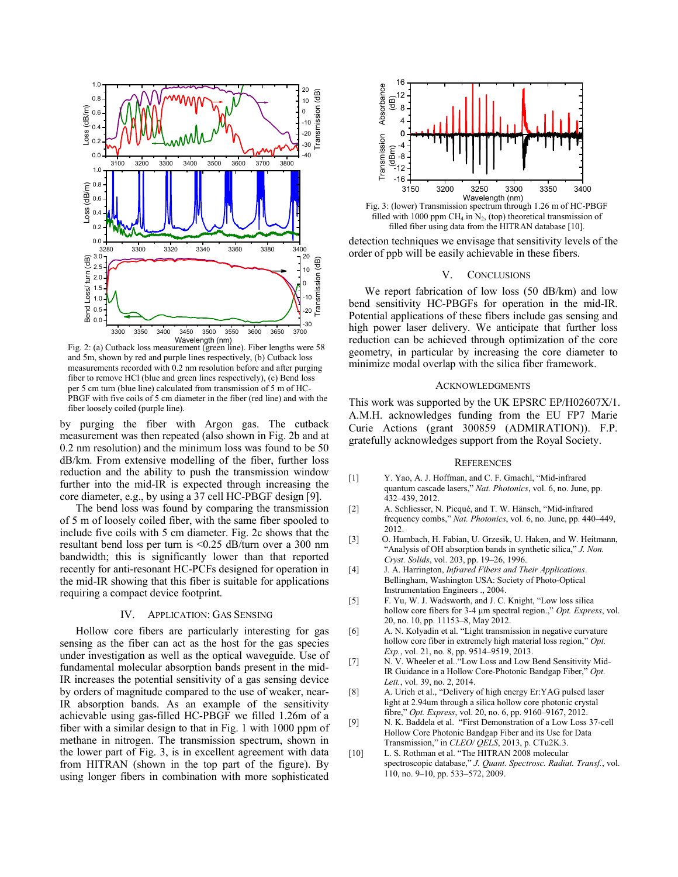1.0
0.8
0.6
0.4
0.2
0.0
Loss (dB/m)
3100 3200 3300 3400 3500 3600 3700 3800
20
10
0
-10
-20
-30
-40
Transmission (dB)

1.0
0.8
0.6
0.4
0.2
0.0
Loss (dB/m)
3280 3300 3320 3340 3360 3380 3400

3.0
2.5
2.0
1.5
1.0
0.5
0.0
Bend Loss/ turn (dB)
3300 3350 3400 3450 3500 3550 3600 3650 3700
Wavelength (nm)
20
10
0
-10
-20
-30
Transmission (dB)

Fig. 2: (a) Cutback loss measurement (green line). Fiber lengths were 58 and 5m, shown by red and purple lines respectively, (b) Cutback loss measurements recorded with 0.2 nm resolution before and after purging fiber to remove HCl (blue and green lines respectively), (c) Bend loss per 5 cm turn (blue line) calculated from transmission of 5 m of HC-PBGF with five coils of 5 cm diameter in the fiber (red line) and with the fiber loosely coiled (purple line).

by purging the fiber with Argon gas. The cutback measurement was then repeated (also shown in Fig. 2b and at 0.2 nm resolution) and the minimum loss was found to be 50 dB/km. From extensive modelling of the fiber, further loss reduction and the ability to push the transmission window further into the mid-IR is expected through increasing the core diameter, e.g., by using a 37 cell HC-PBGF design [9].

The bend loss was found by comparing the transmission of 5 m of loosely coiled fiber, with the same fiber spooled to include five coils with 5 cm diameter. Fig. 2c shows that the resultant bend loss per turn is <0.25 dB/turn over a 300 nm bandwidth; this is significantly lower than that reported recently for anti-resonant HC-PCFs designed for operation in the mid-IR showing that this fiber is suitable for applications requiring a compact device footprint.

## IV. Application: Gas Sensing

Hollow core fibers are particularly interesting for gas sensing as the fiber can act as the host for the gas species under investigation as well as the optical waveguide. Use of fundamental molecular absorption bands present in the mid-IR increases the potential sensitivity of a gas sensing device by orders of magnitude compared to the use of weaker, near-IR absorption bands. As an example of the sensitivity achievable using gas-filled HC-PBGF we filled 1.26m of a fiber with a similar design to that in Fig. 1 with 1000 ppm of methane in nitrogen. The transmission spectrum, shown in the lower part of Fig. 3, is in excellent agreement with data from HITRAN (shown in the top part of the figure). By using longer fibers in combination with more sophisticated

16
12
8
4
0
-4
-8
-12
-16
Absorbance (dB)
Transmission (dBm)
3150 3200 3250 3300 3350 3400
Wavelength (nm)

Fig. 3: (lower) Transmission spectrum through 1.26 m of HC-PBGF filled with 1000 ppm $CH_4$ in $N_2$, (top) theoretical transmission of filled fiber using data from the HITRAN database [10].

detection techniques we envisage that sensitivity levels of the order of ppb will be easily achievable in these fibers.

## V. Conclusions

We report fabrication of low loss (50 dB/km) and low bend sensitivity HC-PBGFs for operation in the mid-IR. Potential applications of these fibers include gas sensing and high power laser delivery. We anticipate that further loss reduction can be achieved through optimization of the core geometry, in particular by increasing the core diameter to minimize modal overlap with the silica fiber framework.

## Acknowledgments

This work was supported by the UK EPSRC EP/H02607X/1. A.M.H. acknowledges funding from the EU FP7 Marie Curie Actions (grant 300859 (ADMIRATION)). F.P. gratefully acknowledges support from the Royal Society.

## References

[1] Y. Yao, A. J. Hoffman, and C. F. Gmachl, "Mid-infrared quantum cascade lasers," *Nat. Photonics*, vol. 6, no. June, pp. 432–439, 2012.

[2] A. Schliesser, N. Picqué, and T. W. Hänsch, "Mid-infrared frequency combs," *Nat. Photonics*, vol. 6, no. June, pp. 440–449, 2012.

[3] O. Humbach, H. Fabian, U. Grzesik, U. Haken, and W. Heitmann, "Analysis of OH absorption bands in synthetic silica," *J. Non. Cryst. Solids*, vol. 203, pp. 19–26, 1996.

[4] J. A. Harrington, *Infrared Fibers and Their Applications*. Bellingham, Washington USA: Society of Photo-Optical Instrumentation Engineers ., 2004.

[5] F. Yu, W. J. Wadsworth, and J. C. Knight, "Low loss silica hollow core fibers for 3-4 µm spectral region.," *Opt. Express*, vol. 20, no. 10, pp. 11153–8, May 2012.

[6] A. N. Kolyadin et al. "Light transmission in negative curvature hollow core fiber in extremely high material loss region," *Opt. Exp.*, vol. 21, no. 8, pp. 9514–9519, 2013.

[7] N. V. Wheeler et al.."Low Loss and Low Bend Sensitivity Mid-IR Guidance in a Hollow Core-Photonic Bandgap Fiber," *Opt. Lett.*, vol. 39, no. 2, 2014.

[8] A. Urich et al., "Delivery of high energy Er:YAG pulsed laser light at 2.94um through a silica hollow core photonic crystal fibre," *Opt. Express*, vol. 20, no. 6, pp. 9160–9167, 2012.

[9] N. K. Baddela et al. "First Demonstration of a Low Loss 37-cell Hollow Core Photonic Bandgap Fiber and its Use for Data Transmission," in *CLEO/ QELS*, 2013, p. CTu2K.3.

[10] L. S. Rothman et al. "The HITRAN 2008 molecular spectroscopic database," *J. Quant. Spectrosc. Radiat. Transf.*, vol. 110, no. 9–10, pp. 533–572, 2009.